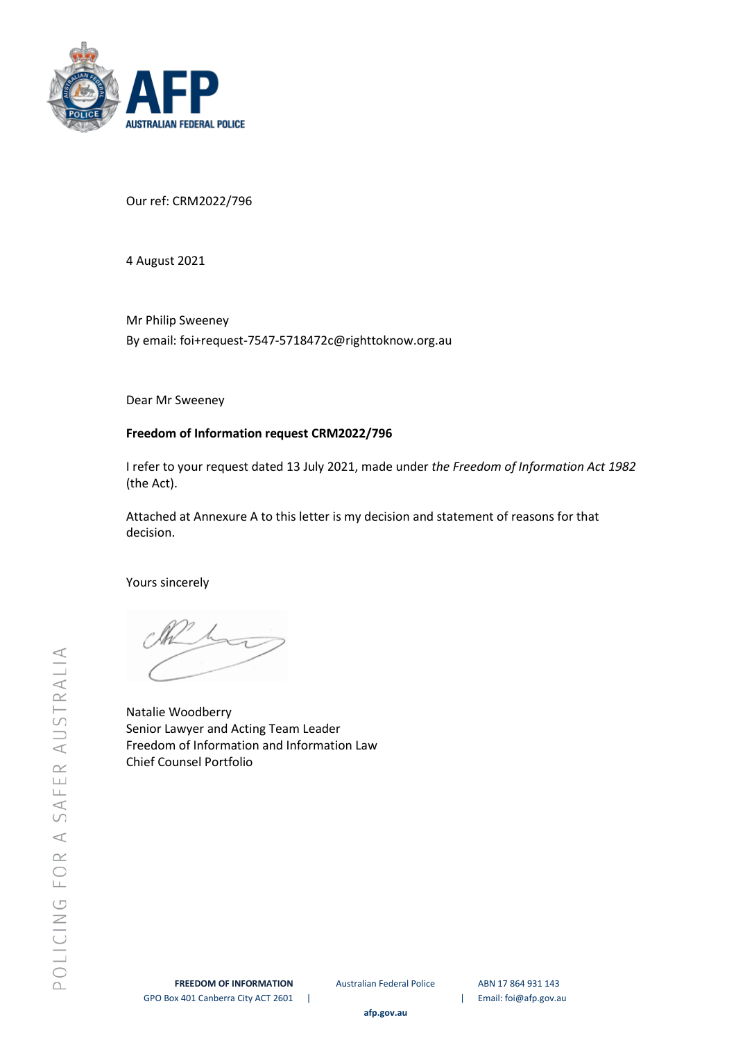Our ref: CRM2022/796

4 August 2021

Mr Philip Sweeney
By email: foi+request-7547-5718472c@righttoknow.org.au

Dear Mr Sweeney

**Freedom of Information request CRM2022/796**

I refer to your request dated 13 July 2021, made under *the Freedom of Information Act 1982* (the Act).

Attached at Annexure A to this letter is my decision and statement of reasons for that decision.

Yours sincerely

Natalie Woodberry
Senior Lawyer and Acting Team Leader
Freedom of Information and Information Law
Chief Counsel Portfolio

**FREEDOM OF INFORMATION** | Australian Federal Police | ABN 17 864 931 143
GPO Box 401 Canberra City ACT 2601 | Email: foi@afp.gov.au
afp.gov.au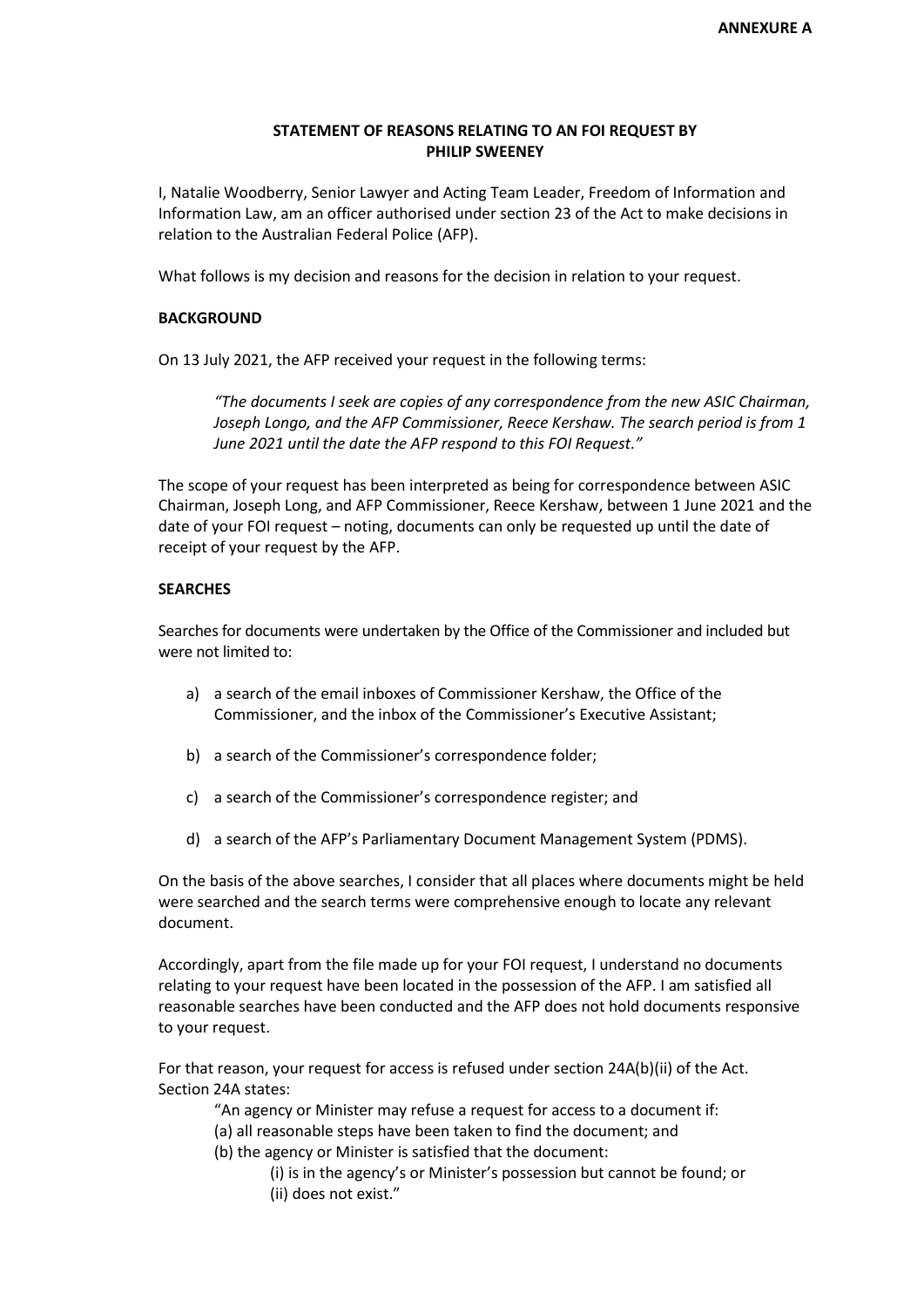**ANNEXURE A**

## STATEMENT OF REASONS RELATING TO AN FOI REQUEST BY PHILIP SWEENEY

I, Natalie Woodberry, Senior Lawyer and Acting Team Leader, Freedom of Information and Information Law, am an officer authorised under section 23 of the Act to make decisions in relation to the Australian Federal Police (AFP).

What follows is my decision and reasons for the decision in relation to your request.

### BACKGROUND

On 13 July 2021, the AFP received your request in the following terms:

> *"The documents I seek are copies of any correspondence from the new ASIC Chairman, Joseph Longo, and the AFP Commissioner, Reece Kershaw. The search period is from 1 June 2021 until the date the AFP respond to this FOI Request."*

The scope of your request has been interpreted as being for correspondence between ASIC Chairman, Joseph Long, and AFP Commissioner, Reece Kershaw, between 1 June 2021 and the date of your FOI request – noting, documents can only be requested up until the date of receipt of your request by the AFP.

### SEARCHES

Searches for documents were undertaken by the Office of the Commissioner and included but were not limited to:

a) a search of the email inboxes of Commissioner Kershaw, the Office of the Commissioner, and the inbox of the Commissioner's Executive Assistant;

b) a search of the Commissioner's correspondence folder;

c) a search of the Commissioner's correspondence register; and

d) a search of the AFP's Parliamentary Document Management System (PDMS).

On the basis of the above searches, I consider that all places where documents might be held were searched and the search terms were comprehensive enough to locate any relevant document.

Accordingly, apart from the file made up for your FOI request, I understand no documents relating to your request have been located in the possession of the AFP. I am satisfied all reasonable searches have been conducted and the AFP does not hold documents responsive to your request.

For that reason, your request for access is refused under section 24A(b)(ii) of the Act. Section 24A states:

> "An agency or Minister may refuse a request for access to a document if:
>
> (a) all reasonable steps have been taken to find the document; and
>
> (b) the agency or Minister is satisfied that the document:
>
> (i) is in the agency's or Minister's possession but cannot be found; or
>
> (ii) does not exist."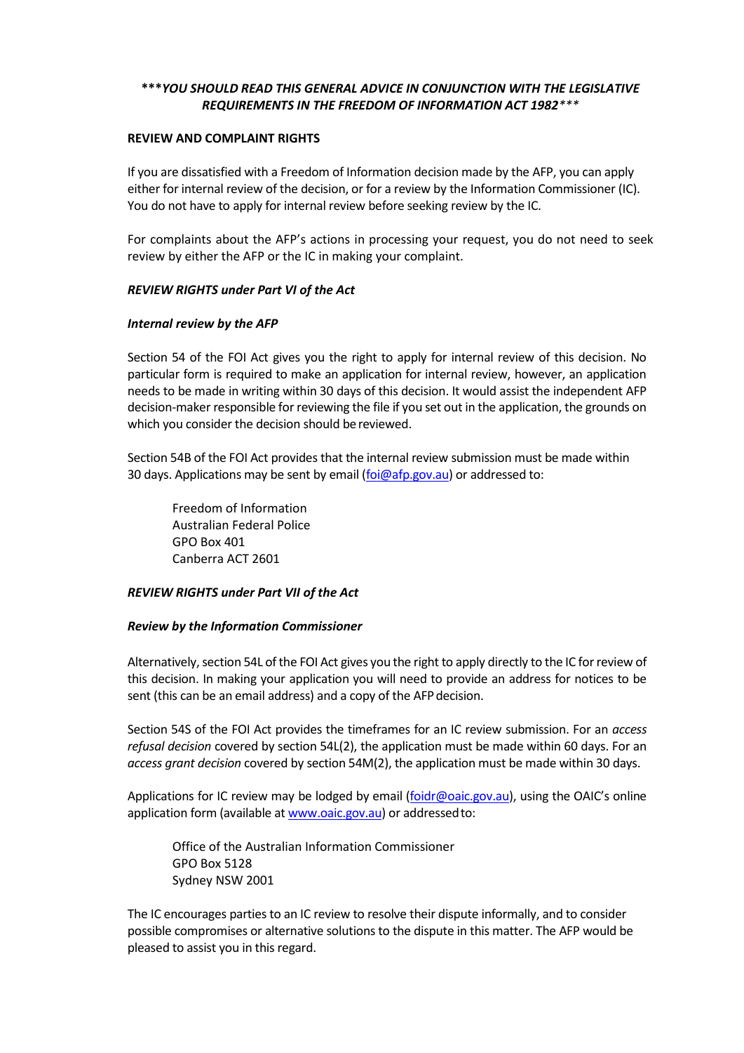***\*YOU SHOULD READ THIS GENERAL ADVICE IN CONJUNCTION WITH THE LEGISLATIVE REQUIREMENTS IN THE FREEDOM OF INFORMATION ACT 1982\****

**REVIEW AND COMPLAINT RIGHTS**

If you are dissatisfied with a Freedom of Information decision made by the AFP, you can apply either for internal review of the decision, or for a review by the Information Commissioner (IC). You do not have to apply for internal review before seeking review by the IC.

For complaints about the AFP's actions in processing your request, you do not need to seek review by either the AFP or the IC in making your complaint.

***REVIEW RIGHTS under Part VI of the Act***

***Internal review by the AFP***

Section 54 of the FOI Act gives you the right to apply for internal review of this decision. No particular form is required to make an application for internal review, however, an application needs to be made in writing within 30 days of this decision. It would assist the independent AFP decision-maker responsible for reviewing the file if you set out in the application, the grounds on which you consider the decision should be reviewed.

Section 54B of the FOI Act provides that the internal review submission must be made within 30 days. Applications may be sent by email (foi@afp.gov.au) or addressed to:

> Freedom of Information
> Australian Federal Police
> GPO Box 401
> Canberra ACT 2601

***REVIEW RIGHTS under Part VII of the Act***

***Review by the Information Commissioner***

Alternatively, section 54L of the FOI Act gives you the right to apply directly to the IC for review of this decision. In making your application you will need to provide an address for notices to be sent (this can be an email address) and a copy of the AFP decision.

Section 54S of the FOI Act provides the timeframes for an IC review submission. For an *access refusal decision* covered by section 54L(2), the application must be made within 60 days. For an *access grant decision* covered by section 54M(2), the application must be made within 30 days.

Applications for IC review may be lodged by email (foidr@oaic.gov.au), using the OAIC's online application form (available at www.oaic.gov.au) or addressed to:

> Office of the Australian Information Commissioner
> GPO Box 5128
> Sydney NSW 2001

The IC encourages parties to an IC review to resolve their dispute informally, and to consider possible compromises or alternative solutions to the dispute in this matter. The AFP would be pleased to assist you in this regard.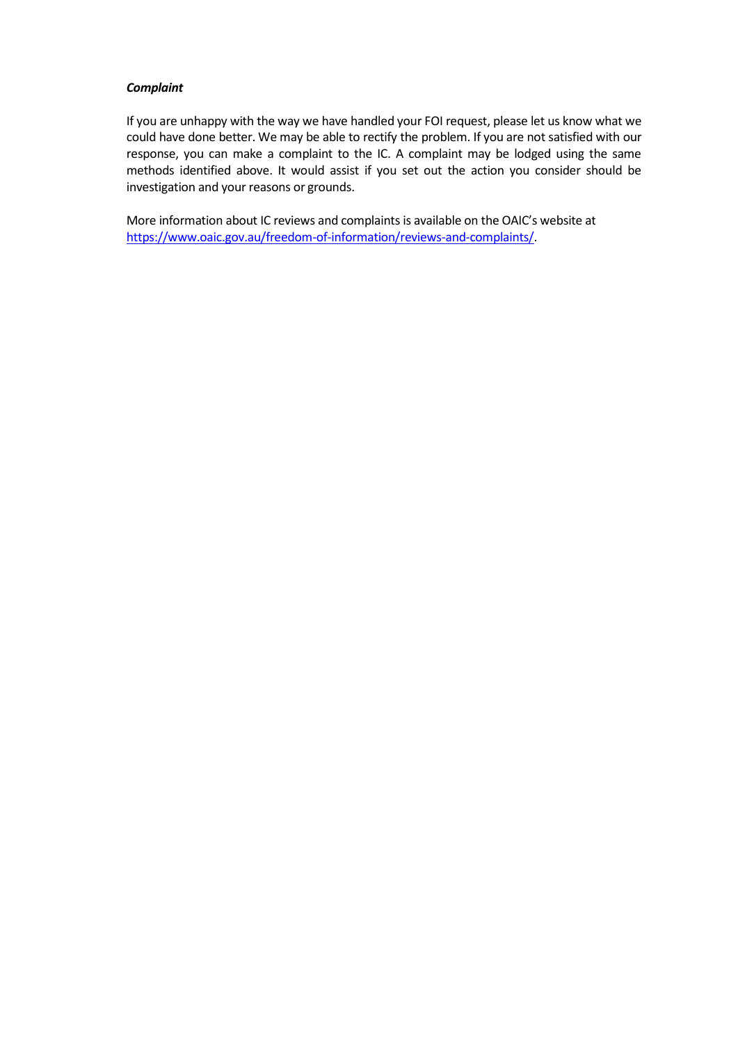***Complaint***

If you are unhappy with the way we have handled your FOI request, please let us know what we could have done better. We may be able to rectify the problem. If you are not satisfied with our response, you can make a complaint to the IC. A complaint may be lodged using the same methods identified above. It would assist if you set out the action you consider should be investigation and your reasons or grounds.

More information about IC reviews and complaints is available on the OAIC's website at https://www.oaic.gov.au/freedom-of-information/reviews-and-complaints/.